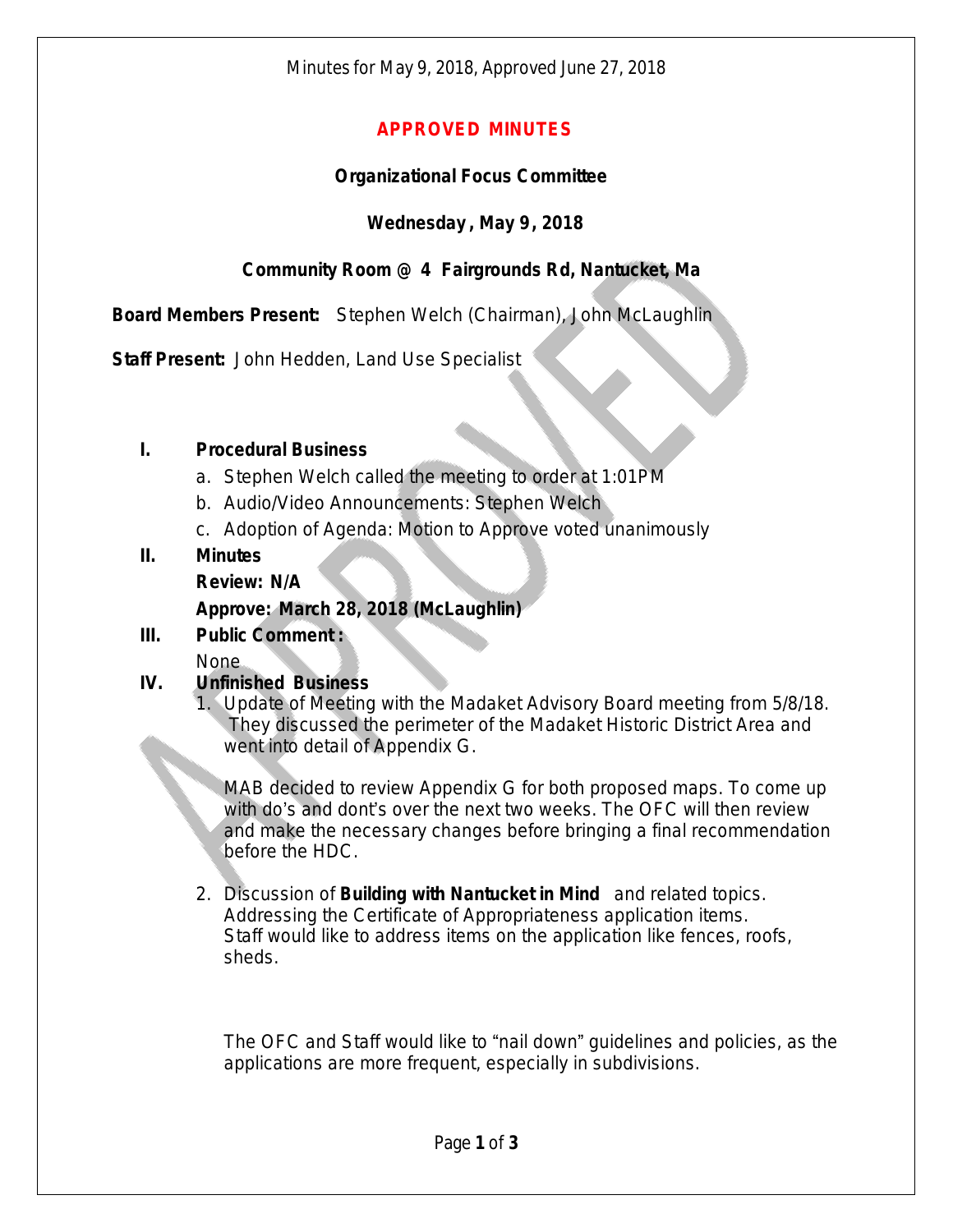Minutes for May 9, 2018, Approved June 27, 2018

# APPROVED MINUTES

## Organizational Focus Committee

### Wednesday, May 9, 2018

### Community Room @ 4 Fairgrounds Rd, Nantucket, Ma

**Board Members Present:** Stephen Welch (Chairman), John McLaughlin

**Staff Present:** John Hedden, Land Use Specialist

**I. Procedural Business**

a. Stephen Welch called the meeting to order at 1:01PM
b. Audio/Video Announcements: Stephen Welch
c. Adoption of Agenda: Motion to Approve voted unanimously

**II. Minutes**

**Review: N/A**

**Approve: March 28, 2018 (McLaughlin)**

**III. Public Comment:**

None

**IV. Unfinished Business**

1. Update of Meeting with the Madaket Advisory Board meeting from 5/8/18. They discussed the perimeter of the Madaket Historic District Area and went into detail of Appendix G.

   MAB decided to review Appendix G for both proposed maps. To come up with do's and dont's over the next two weeks. The OFC will then review and make the necessary changes before bringing a final recommendation before the HDC.

2. Discussion of **Building with Nantucket in Mind** and related topics. Addressing the Certificate of Appropriateness application items. Staff would like to address items on the application like fences, roofs, sheds.

   The OFC and Staff would like to "nail down" guidelines and policies, as the applications are more frequent, especially in subdivisions.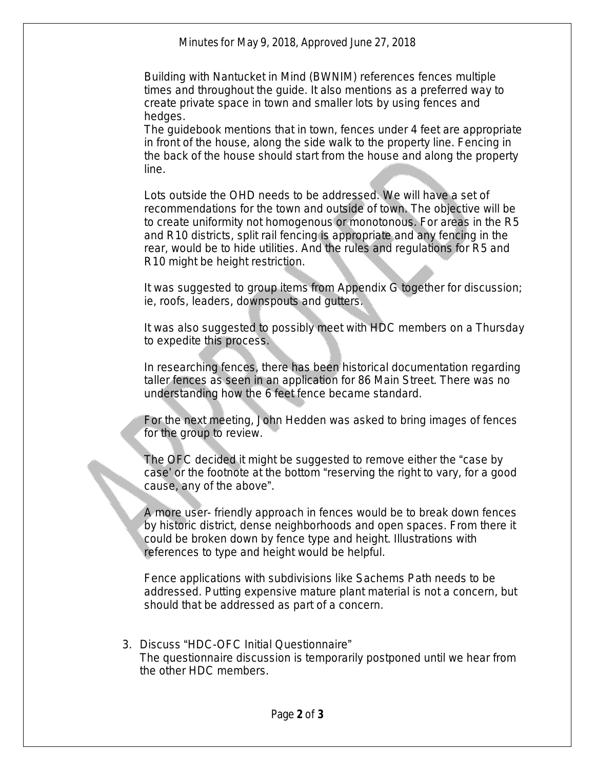Building with Nantucket in Mind (BWNIM) references fences multiple times and throughout the guide. It also mentions as a preferred way to create private space in town and smaller lots by using fences and hedges.
The guidebook mentions that in town, fences under 4 feet are appropriate in front of the house, along the side walk to the property line. Fencing in the back of the house should start from the house and along the property line.

Lots outside the OHD needs to be addressed. We will have a set of recommendations for the town and outside of town. The objective will be to create uniformity not homogenous or monotonous. For areas in the R5 and R10 districts, split rail fencing is appropriate and any fencing in the rear, would be to hide utilities. And the rules and regulations for R5 and R10 might be height restriction.

It was suggested to group items from Appendix G together for discussion; ie, roofs, leaders, downspouts and gutters.

It was also suggested to possibly meet with HDC members on a Thursday to expedite this process.

In researching fences, there has been historical documentation regarding taller fences as seen in an application for 86 Main Street. There was no understanding how the 6 feet fence became standard.

For the next meeting, John Hedden was asked to bring images of fences for the group to review.

The OFC decided it might be suggested to remove either the "case by case' or the footnote at the bottom "reserving the right to vary, for a good cause, any of the above".

A more user- friendly approach in fences would be to break down fences by historic district, dense neighborhoods and open spaces. From there it could be broken down by fence type and height. Illustrations with references to type and height would be helpful.

Fence applications with subdivisions like Sachems Path needs to be addressed. Putting expensive mature plant material is not a concern, but should that be addressed as part of a concern.

3. Discuss "HDC-OFC Initial Questionnaire"
   The questionnaire discussion is temporarily postponed until we hear from the other HDC members.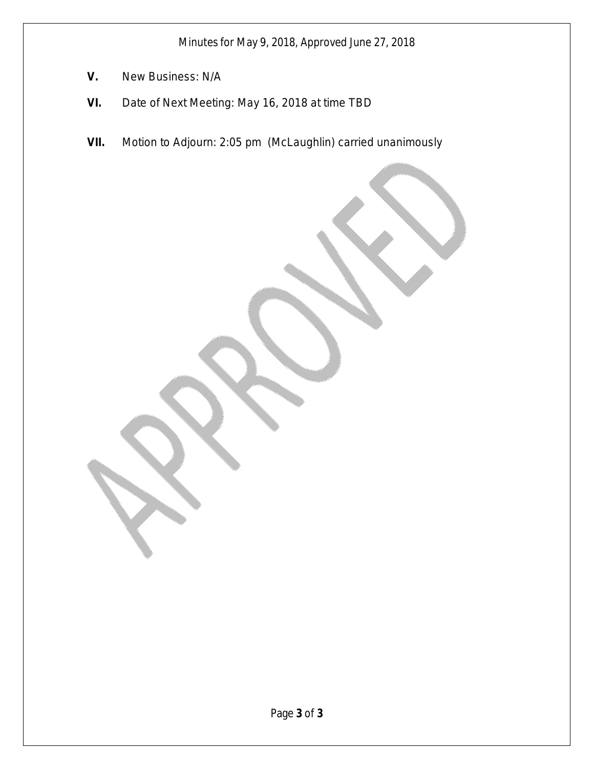**V.** New Business: N/A

**VI.** Date of Next Meeting: May 16, 2018 at time TBD

**VII.** Motion to Adjourn: 2:05 pm (McLaughlin) carried unanimously

APPROVED